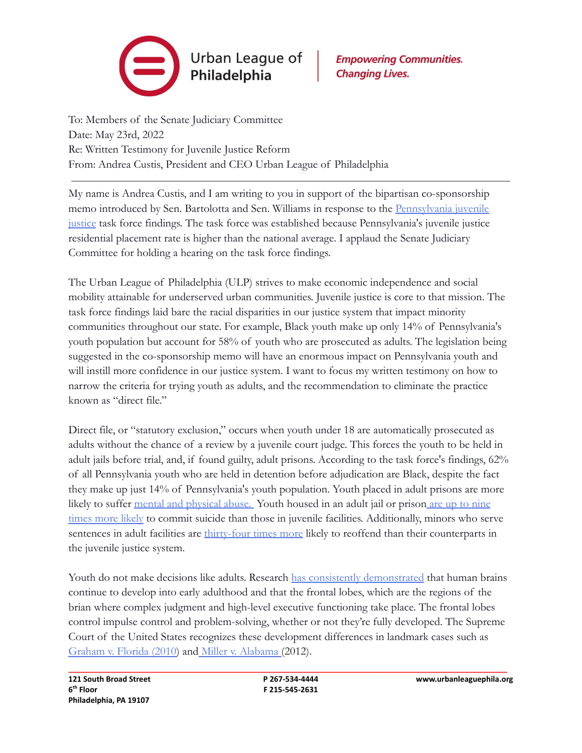Urban League of Philadelphia | *Empowering Communities. Changing Lives.*

To: Members of the Senate Judiciary Committee
Date: May 23rd, 2022
Re: Written Testimony for Juvenile Justice Reform
From: Andrea Custis, President and CEO Urban League of Philadelphia

---

My name is Andrea Custis, and I am writing to you in support of the bipartisan co-sponsorship memo introduced by Sen. Bartolotta and Sen. Williams in response to the Pennsylvania juvenile justice task force findings. The task force was established because Pennsylvania's juvenile justice residential placement rate is higher than the national average. I applaud the Senate Judiciary Committee for holding a hearing on the task force findings.

The Urban League of Philadelphia (ULP) strives to make economic independence and social mobility attainable for underserved urban communities. Juvenile justice is core to that mission. The task force findings laid bare the racial disparities in our justice system that impact minority communities throughout our state. For example, Black youth make up only 14% of Pennsylvania's youth population but account for 58% of youth who are prosecuted as adults. The legislation being suggested in the co-sponsorship memo will have an enormous impact on Pennsylvania youth and will instill more confidence in our justice system. I want to focus my written testimony on how to narrow the criteria for trying youth as adults, and the recommendation to eliminate the practice known as "direct file."

Direct file, or "statutory exclusion," occurs when youth under 18 are automatically prosecuted as adults without the chance of a review by a juvenile court judge. This forces the youth to be held in adult jails before trial, and, if found guilty, adult prisons. According to the task force's findings, 62% of all Pennsylvania youth who are held in detention before adjudication are Black, despite the fact they make up just 14% of Pennsylvania's youth population. Youth placed in adult prisons are more likely to suffer mental and physical abuse. Youth housed in an adult jail or prison are up to nine times more likely to commit suicide than those in juvenile facilities. Additionally, minors who serve sentences in adult facilities are thirty-four times more likely to reoffend than their counterparts in the juvenile justice system.

Youth do not make decisions like adults. Research has consistently demonstrated that human brains continue to develop into early adulthood and that the frontal lobes, which are the regions of the brian where complex judgment and high-level executive functioning take place. The frontal lobes control impulse control and problem-solving, whether or not they're fully developed. The Supreme Court of the United States recognizes these development differences in landmark cases such as Graham v. Florida (2010) and Miller v. Alabama (2012).

121 South Broad Street
6th Floor
Philadelphia, PA 19107

P 267-534-4444
F 215-545-2631

www.urbanleaguephila.org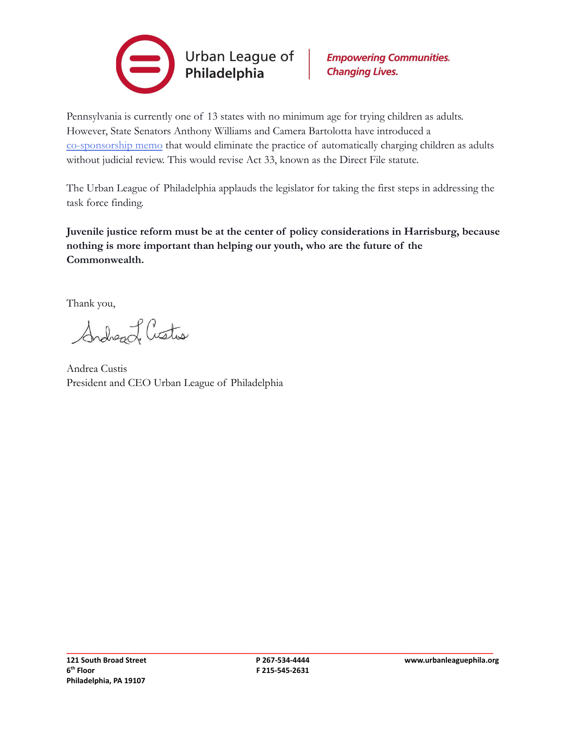Pennsylvania is currently one of 13 states with no minimum age for trying children as adults. However, State Senators Anthony Williams and Camera Bartolotta have introduced a co-sponsorship memo that would eliminate the practice of automatically charging children as adults without judicial review. This would revise Act 33, known as the Direct File statute.

The Urban League of Philadelphia applauds the legislator for taking the first steps in addressing the task force finding.

**Juvenile justice reform must be at the center of policy considerations in Harrisburg, because nothing is more important than helping our youth, who are the future of the Commonwealth.**

Thank you,

Andrea Custis
President and CEO Urban League of Philadelphia